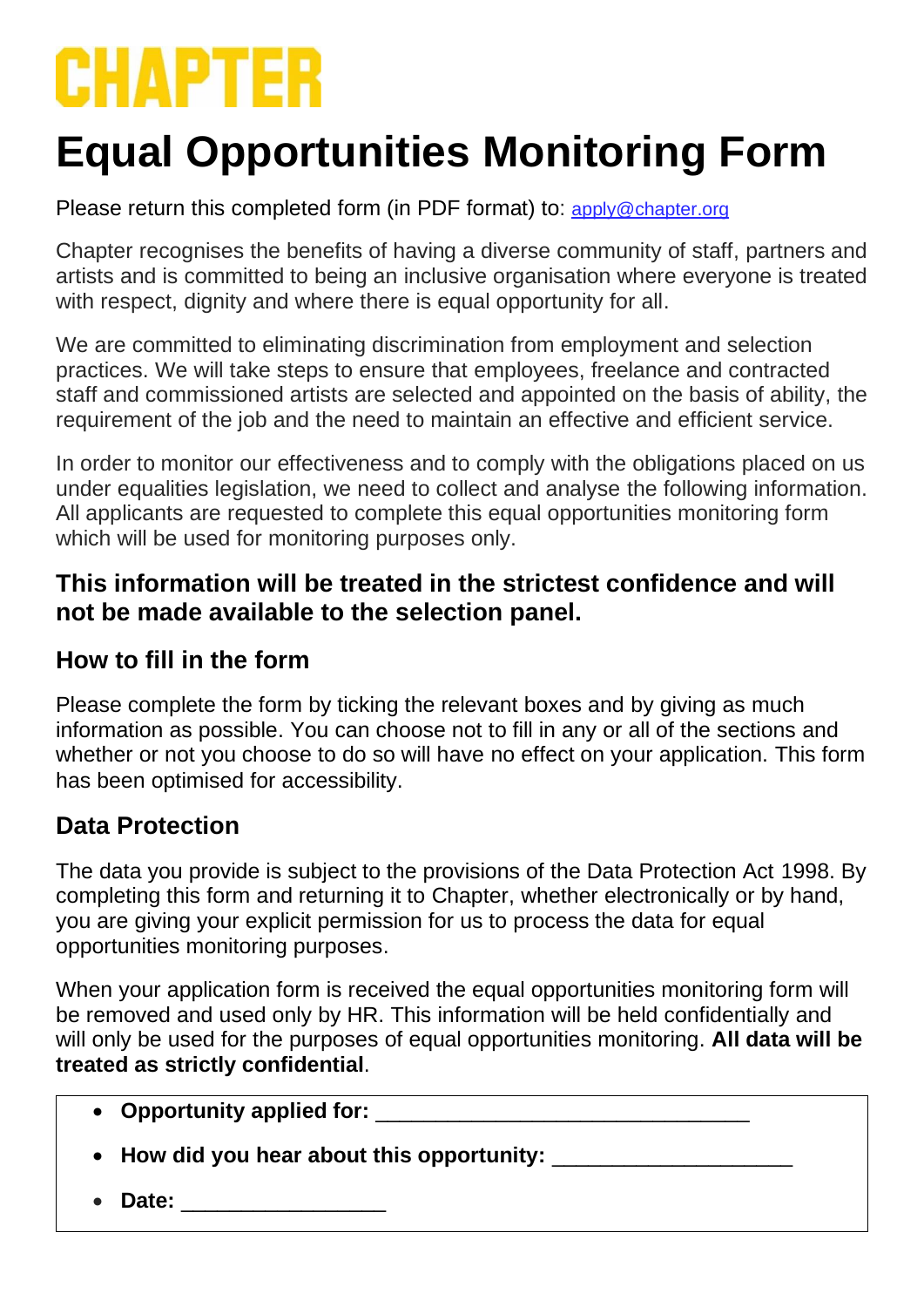CHAPTER

# Equal Opportunities Monitoring Form

Please return this completed form (in PDF format) to: apply@chapter.org

Chapter recognises the benefits of having a diverse community of staff, partners and artists and is committed to being an inclusive organisation where everyone is treated with respect, dignity and where there is equal opportunity for all.

We are committed to eliminating discrimination from employment and selection practices. We will take steps to ensure that employees, freelance and contracted staff and commissioned artists are selected and appointed on the basis of ability, the requirement of the job and the need to maintain an effective and efficient service.

In order to monitor our effectiveness and to comply with the obligations placed on us under equalities legislation, we need to collect and analyse the following information. All applicants are requested to complete this equal opportunities monitoring form which will be used for monitoring purposes only.

### This information will be treated in the strictest confidence and will not be made available to the selection panel.

### How to fill in the form

Please complete the form by ticking the relevant boxes and by giving as much information as possible. You can choose not to fill in any or all of the sections and whether or not you choose to do so will have no effect on your application. This form has been optimised for accessibility.

### Data Protection

The data you provide is subject to the provisions of the Data Protection Act 1998. By completing this form and returning it to Chapter, whether electronically or by hand, you are giving your explicit permission for us to process the data for equal opportunities monitoring purposes.

When your application form is received the equal opportunities monitoring form will be removed and used only by HR. This information will be held confidentially and will only be used for the purposes of equal opportunities monitoring. **All data will be treated as strictly confidential**.

- **Opportunity applied for:** _______________________________
- **How did you hear about this opportunity:** ____________________
- **Date:** _________________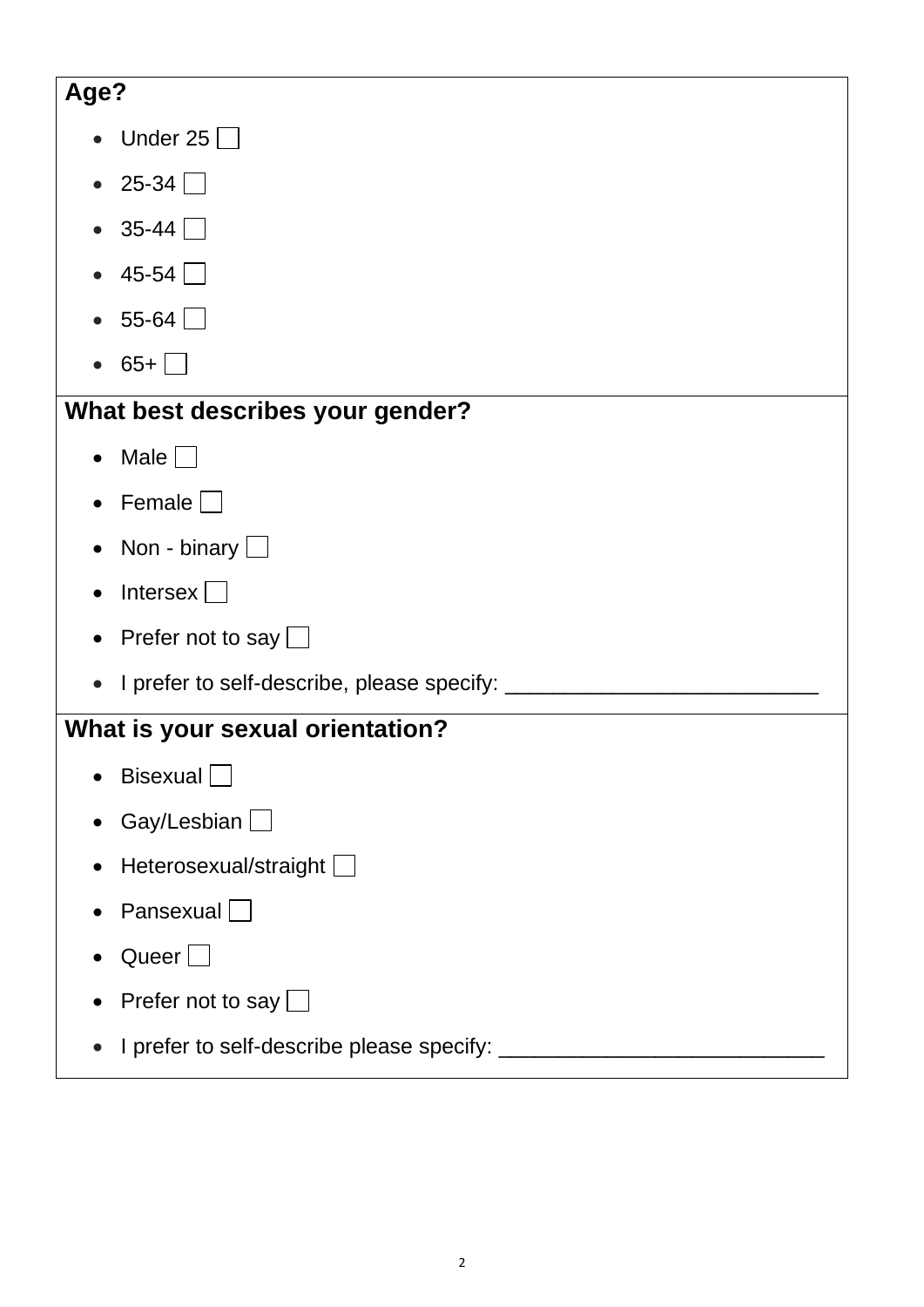**Age?**

- Under 25 ☐
- 25-34 ☐
- 35-44 ☐
- 45-54 ☐
- 55-64 ☐
- 65+ ☐

**What best describes your gender?**

- Male ☐
- Female ☐
- Non - binary ☐
- Intersex ☐
- Prefer not to say ☐
- I prefer to self-describe, please specify: __________________________

**What is your sexual orientation?**

- Bisexual ☐
- Gay/Lesbian ☐
- Heterosexual/straight ☐
- Pansexual ☐
- Queer ☐
- Prefer not to say ☐
- I prefer to self-describe please specify: ___________________________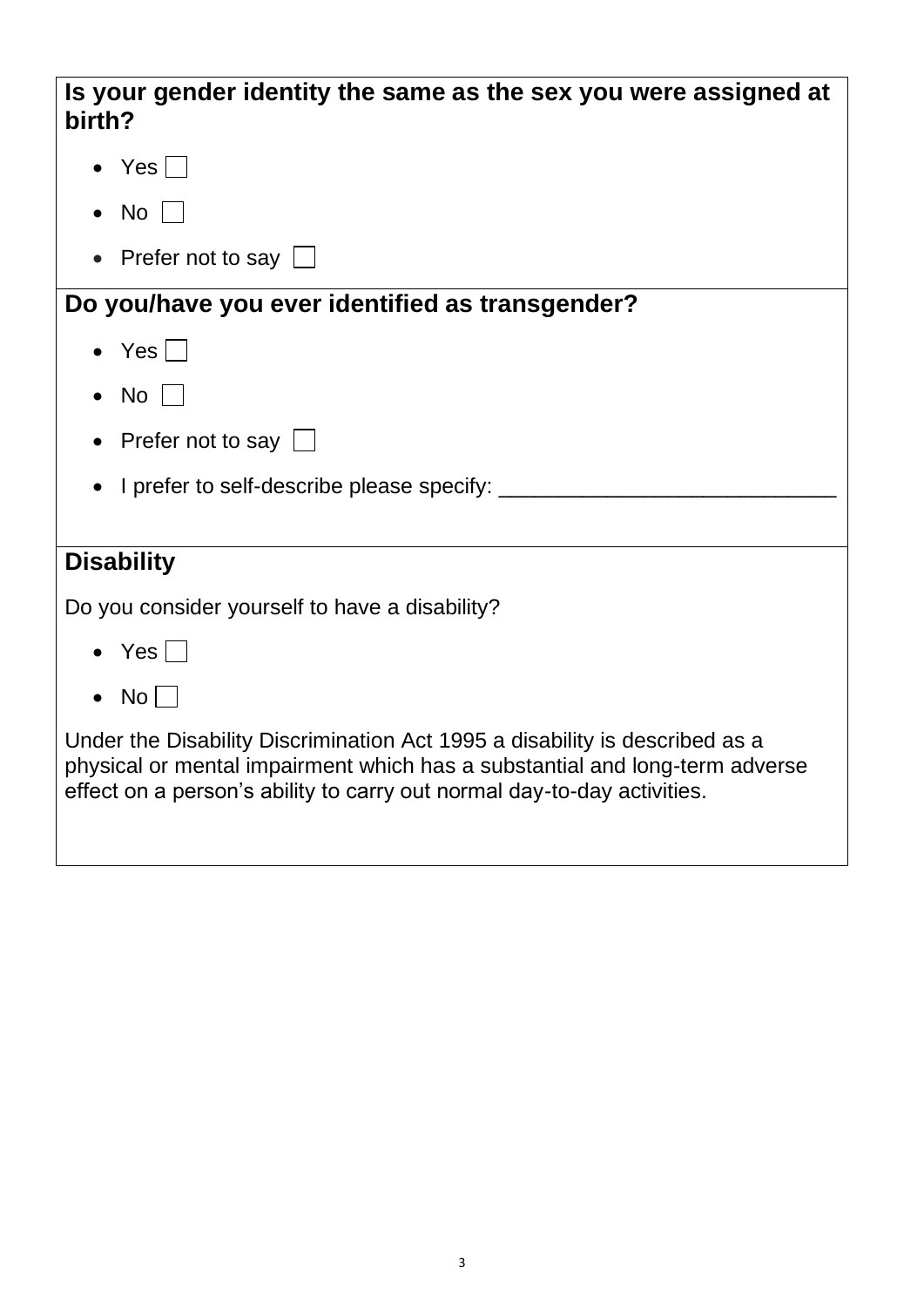**Is your gender identity the same as the sex you were assigned at birth?**

- Yes ☐
- No ☐
- Prefer not to say ☐

**Do you/have you ever identified as transgender?**

- Yes ☐
- No ☐
- Prefer not to say ☐
- I prefer to self-describe please specify: ____________________________

**Disability**

Do you consider yourself to have a disability?

- Yes ☐
- No ☐

Under the Disability Discrimination Act 1995 a disability is described as a physical or mental impairment which has a substantial and long-term adverse effect on a person's ability to carry out normal day-to-day activities.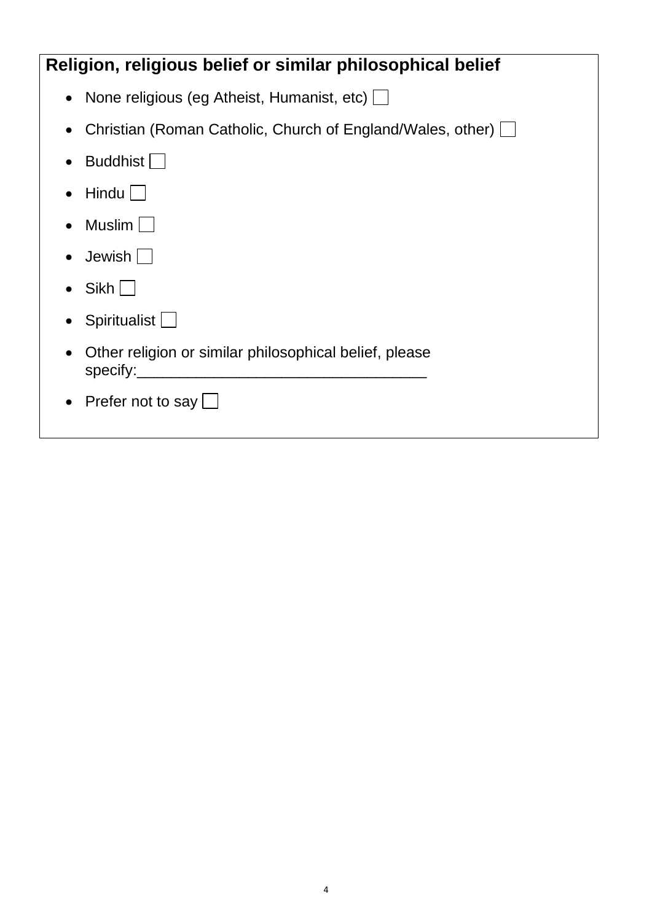## Religion, religious belief or similar philosophical belief

- None religious (eg Atheist, Humanist, etc) ☐
- Christian (Roman Catholic, Church of England/Wales, other) ☐
- Buddhist ☐
- Hindu ☐
- Muslim ☐
- Jewish ☐
- Sikh ☐
- Spiritualist ☐
- Other religion or similar philosophical belief, please specify:___________________________________
- Prefer not to say ☐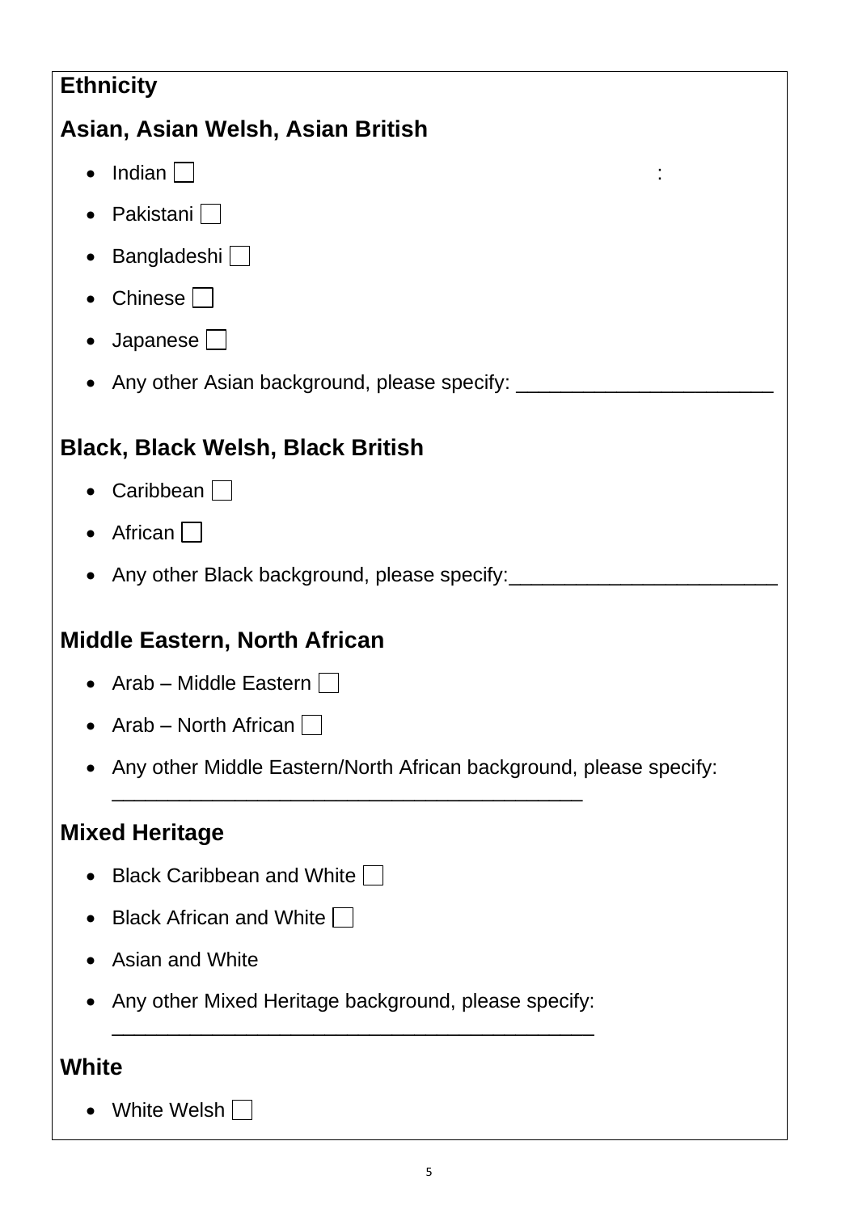**Ethnicity**

## Asian, Asian Welsh, Asian British

- Indian ☐ :
- Pakistani ☐
- Bangladeshi ☐
- Chinese ☐
- Japanese ☐
- Any other Asian background, please specify: _______________________

## Black, Black Welsh, Black British

- Caribbean ☐
- African ☐
- Any other Black background, please specify:________________________

## Middle Eastern, North African

- Arab – Middle Eastern ☐
- Arab – North African ☐
- Any other Middle Eastern/North African background, please specify: __________________________________________

## Mixed Heritage

- Black Caribbean and White ☐
- Black African and White ☐
- Asian and White
- Any other Mixed Heritage background, please specify: ___________________________________________

## White

- White Welsh ☐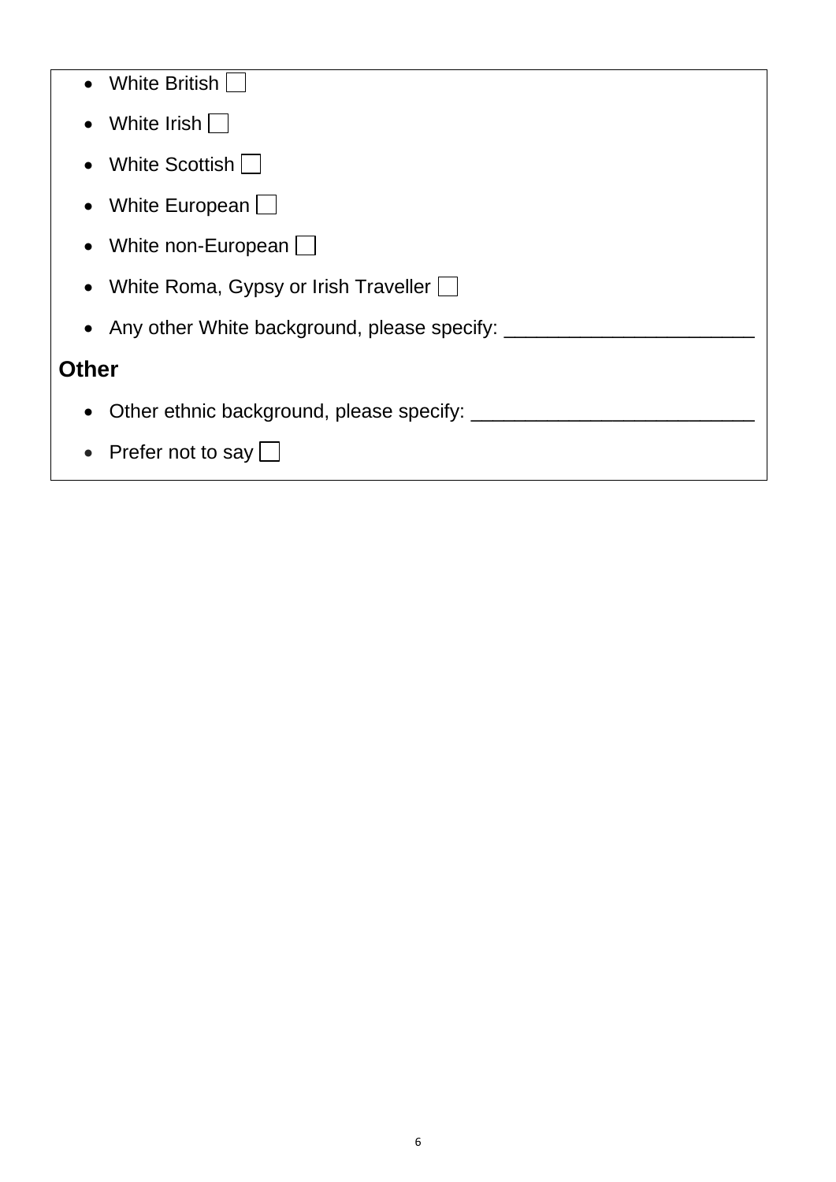- White British ☐
- White Irish ☐
- White Scottish ☐
- White European ☐
- White non-European ☐
- White Roma, Gypsy or Irish Traveller ☐
- Any other White background, please specify: _______________________

## Other

- Other ethnic background, please specify: __________________________
- Prefer not to say ☐